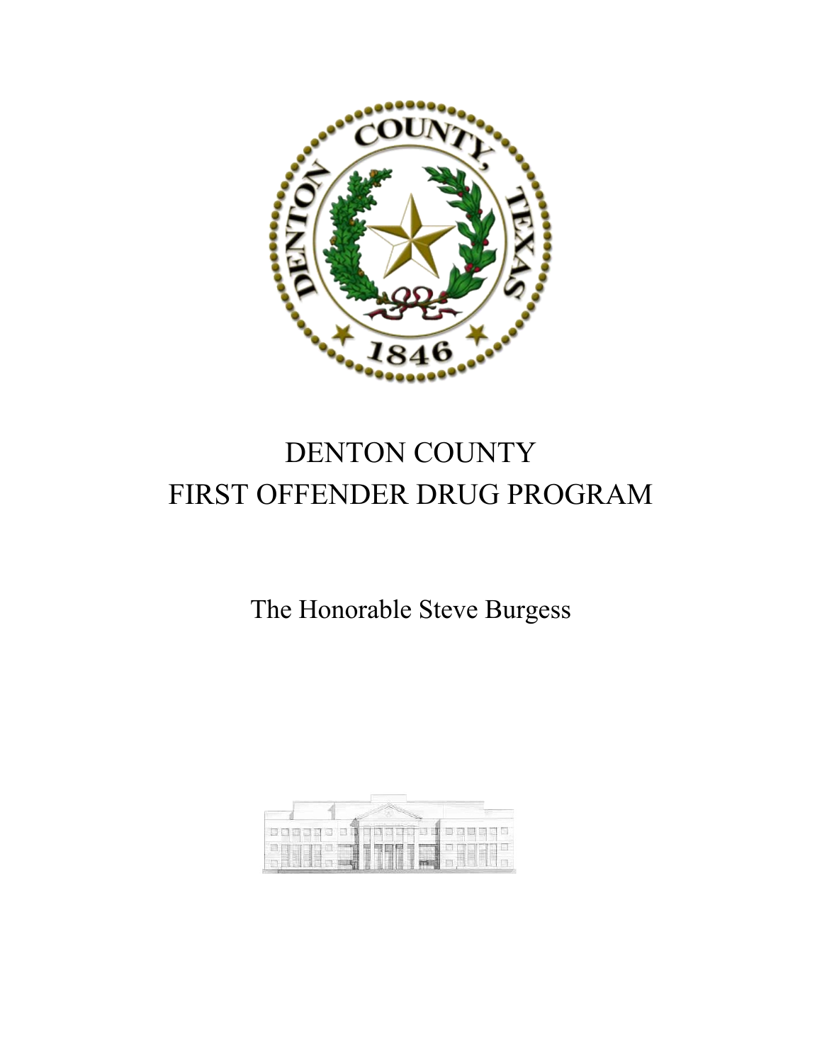# DENTON COUNTY
# FIRST OFFENDER DRUG PROGRAM

The Honorable Steve Burgess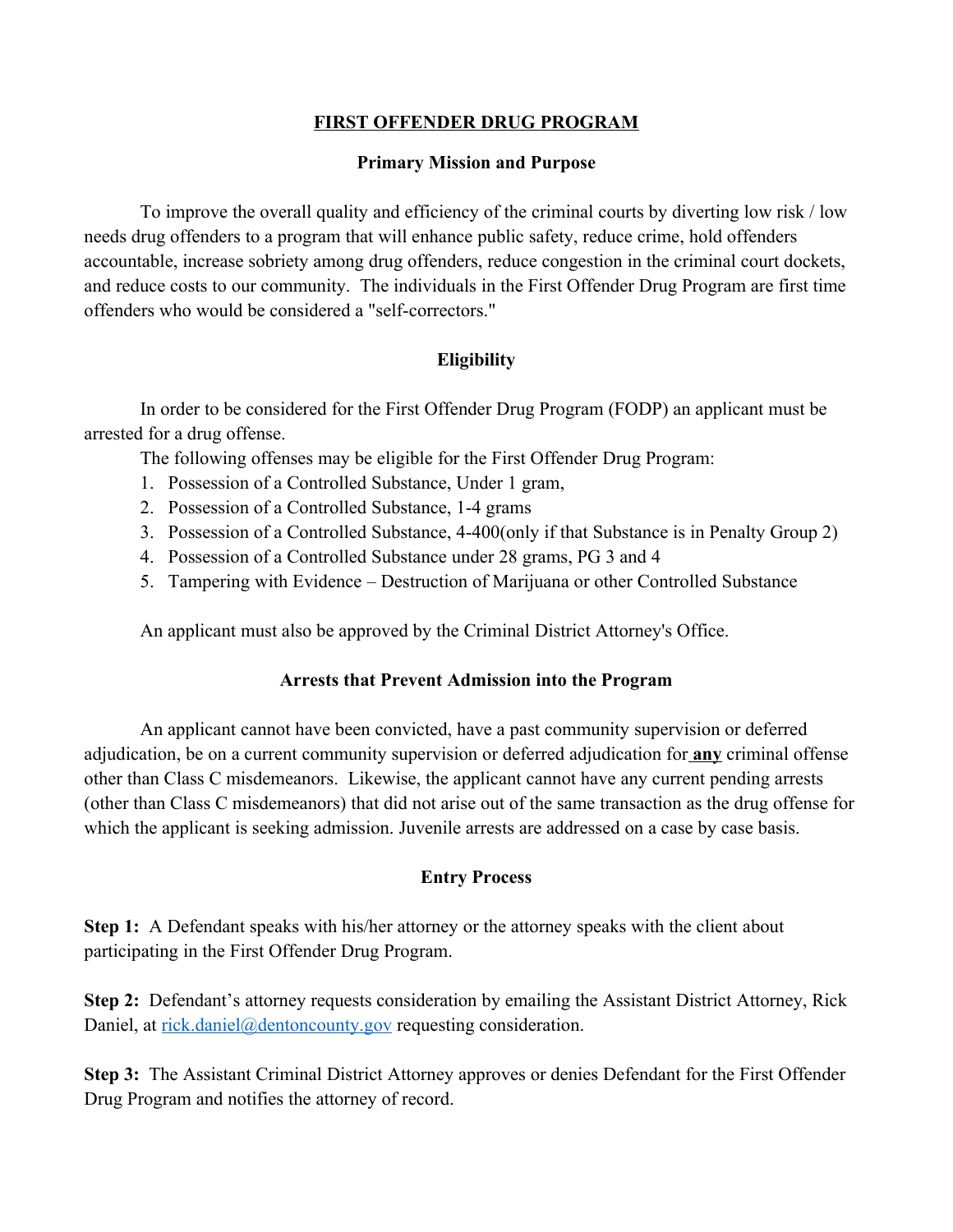# FIRST OFFENDER DRUG PROGRAM

## Primary Mission and Purpose

To improve the overall quality and efficiency of the criminal courts by diverting low risk / low needs drug offenders to a program that will enhance public safety, reduce crime, hold offenders accountable, increase sobriety among drug offenders, reduce congestion in the criminal court dockets, and reduce costs to our community. The individuals in the First Offender Drug Program are first time offenders who would be considered a "self-correctors."

## Eligibility

In order to be considered for the First Offender Drug Program (FODP) an applicant must be arrested for a drug offense.

The following offenses may be eligible for the First Offender Drug Program:

1. Possession of a Controlled Substance, Under 1 gram,
2. Possession of a Controlled Substance, 1-4 grams
3. Possession of a Controlled Substance, 4-400(only if that Substance is in Penalty Group 2)
4. Possession of a Controlled Substance under 28 grams, PG 3 and 4
5. Tampering with Evidence – Destruction of Marijuana or other Controlled Substance

An applicant must also be approved by the Criminal District Attorney's Office.

## Arrests that Prevent Admission into the Program

An applicant cannot have been convicted, have a past community supervision or deferred adjudication, be on a current community supervision or deferred adjudication for **any** criminal offense other than Class C misdemeanors. Likewise, the applicant cannot have any current pending arrests (other than Class C misdemeanors) that did not arise out of the same transaction as the drug offense for which the applicant is seeking admission. Juvenile arrests are addressed on a case by case basis.

## Entry Process

**Step 1:** A Defendant speaks with his/her attorney or the attorney speaks with the client about participating in the First Offender Drug Program.

**Step 2:** Defendant's attorney requests consideration by emailing the Assistant District Attorney, Rick Daniel, at rick.daniel@dentoncounty.gov requesting consideration.

**Step 3:** The Assistant Criminal District Attorney approves or denies Defendant for the First Offender Drug Program and notifies the attorney of record.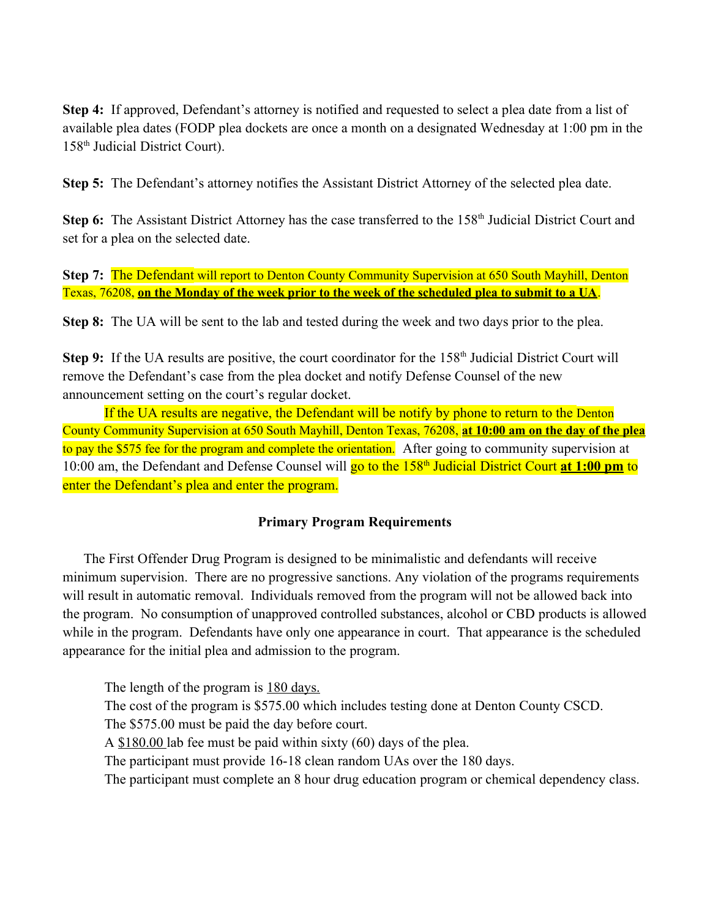**Step 4:** If approved, Defendant's attorney is notified and requested to select a plea date from a list of available plea dates (FODP plea dockets are once a month on a designated Wednesday at 1:00 pm in the 158th Judicial District Court).

**Step 5:** The Defendant's attorney notifies the Assistant District Attorney of the selected plea date.

**Step 6:** The Assistant District Attorney has the case transferred to the 158th Judicial District Court and set for a plea on the selected date.

**Step 7:** The Defendant will report to Denton County Community Supervision at 650 South Mayhill, Denton Texas, 76208, **on the Monday of the week prior to the week of the scheduled plea to submit to a UA**.

**Step 8:** The UA will be sent to the lab and tested during the week and two days prior to the plea.

**Step 9:** If the UA results are positive, the court coordinator for the 158th Judicial District Court will remove the Defendant's case from the plea docket and notify Defense Counsel of the new announcement setting on the court's regular docket.

If the UA results are negative, the Defendant will be notify by phone to return to the Denton County Community Supervision at 650 South Mayhill, Denton Texas, 76208, **at 10:00 am on the day of the plea** to pay the $575 fee for the program and complete the orientation. After going to community supervision at 10:00 am, the Defendant and Defense Counsel will go to the 158th Judicial District Court **at 1:00 pm** to enter the Defendant's plea and enter the program.

## Primary Program Requirements

The First Offender Drug Program is designed to be minimalistic and defendants will receive minimum supervision. There are no progressive sanctions. Any violation of the programs requirements will result in automatic removal. Individuals removed from the program will not be allowed back into the program. No consumption of unapproved controlled substances, alcohol or CBD products is allowed while in the program. Defendants have only one appearance in court. That appearance is the scheduled appearance for the initial plea and admission to the program.

The length of the program is 180 days.
The cost of the program is $575.00 which includes testing done at Denton County CSCD.
The $575.00 must be paid the day before court.
A $180.00 lab fee must be paid within sixty (60) days of the plea.
The participant must provide 16-18 clean random UAs over the 180 days.
The participant must complete an 8 hour drug education program or chemical dependency class.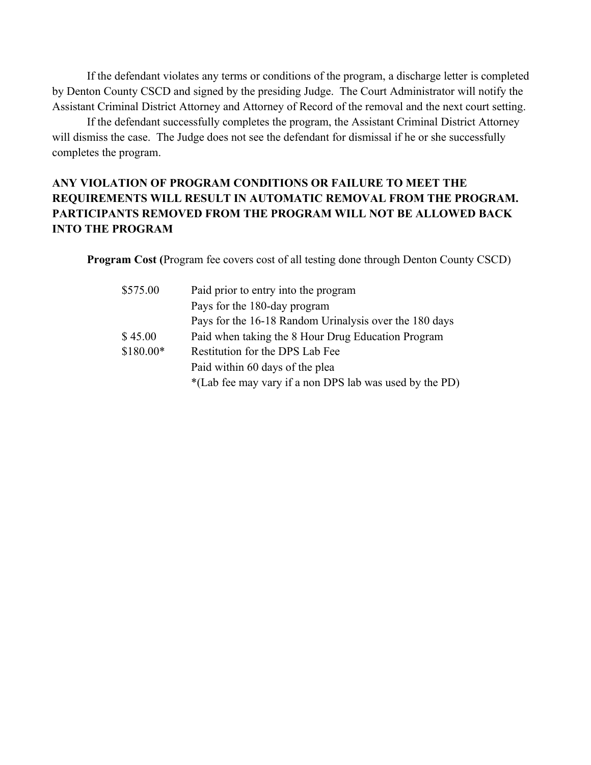If the defendant violates any terms or conditions of the program, a discharge letter is completed by Denton County CSCD and signed by the presiding Judge. The Court Administrator will notify the Assistant Criminal District Attorney and Attorney of Record of the removal and the next court setting.

If the defendant successfully completes the program, the Assistant Criminal District Attorney will dismiss the case. The Judge does not see the defendant for dismissal if he or she successfully completes the program.

**ANY VIOLATION OF PROGRAM CONDITIONS OR FAILURE TO MEET THE REQUIREMENTS WILL RESULT IN AUTOMATIC REMOVAL FROM THE PROGRAM. PARTICIPANTS REMOVED FROM THE PROGRAM WILL NOT BE ALLOWED BACK INTO THE PROGRAM**

**Program Cost (**Program fee covers cost of all testing done through Denton County CSCD)

| | |
|---|---|
| $575.00 | Paid prior to entry into the program |
| | Pays for the 180-day program |
| | Pays for the 16-18 Random Urinalysis over the 180 days |
| $ 45.00 | Paid when taking the 8 Hour Drug Education Program |
| $180.00* | Restitution for the DPS Lab Fee |
| | Paid within 60 days of the plea |
| | *(Lab fee may vary if a non DPS lab was used by the PD) |